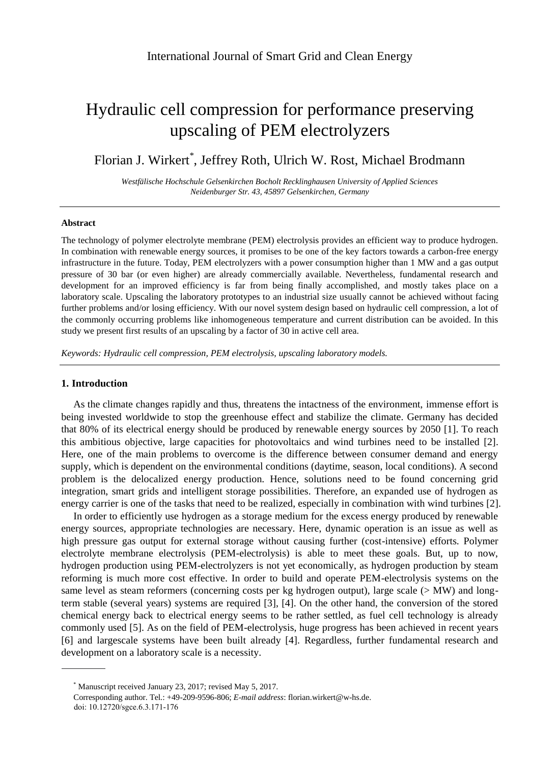# Hydraulic cell compression for performance preserving upscaling of PEM electrolyzers

Florian J. Wirkert[*], Jeffrey Roth, Ulrich W. Rost, Michael Brodmann

*Westfälische Hochschule Gelsenkirchen Bocholt Recklinghausen University of Applied Sciences*
*Neidenburger Str. 43, 45897 Gelsenkirchen, Germany*

---

**Abstract**

The technology of polymer electrolyte membrane (PEM) electrolysis provides an efficient way to produce hydrogen. In combination with renewable energy sources, it promises to be one of the key factors towards a carbon-free energy infrastructure in the future. Today, PEM electrolyzers with a power consumption higher than 1 MW and a gas output pressure of 30 bar (or even higher) are already commercially available. Nevertheless, fundamental research and development for an improved efficiency is far from being finally accomplished, and mostly takes place on a laboratory scale. Upscaling the laboratory prototypes to an industrial size usually cannot be achieved without facing further problems and/or losing efficiency. With our novel system design based on hydraulic cell compression, a lot of the commonly occurring problems like inhomogeneous temperature and current distribution can be avoided. In this study we present first results of an upscaling by a factor of 30 in active cell area.

*Keywords: Hydraulic cell compression, PEM electrolysis, upscaling laboratory models.*

---

## 1. Introduction

As the climate changes rapidly and thus, threatens the intactness of the environment, immense effort is being invested worldwide to stop the greenhouse effect and stabilize the climate. Germany has decided that 80% of its electrical energy should be produced by renewable energy sources by 2050 [1]. To reach this ambitious objective, large capacities for photovoltaics and wind turbines need to be installed [2]. Here, one of the main problems to overcome is the difference between consumer demand and energy supply, which is dependent on the environmental conditions (daytime, season, local conditions). A second problem is the delocalized energy production. Hence, solutions need to be found concerning grid integration, smart grids and intelligent storage possibilities. Therefore, an expanded use of hydrogen as energy carrier is one of the tasks that need to be realized, especially in combination with wind turbines [2].

In order to efficiently use hydrogen as a storage medium for the excess energy produced by renewable energy sources, appropriate technologies are necessary. Here, dynamic operation is an issue as well as high pressure gas output for external storage without causing further (cost-intensive) efforts. Polymer electrolyte membrane electrolysis (PEM-electrolysis) is able to meet these goals. But, up to now, hydrogen production using PEM-electrolyzers is not yet economically, as hydrogen production by steam reforming is much more cost effective. In order to build and operate PEM-electrolysis systems on the same level as steam reformers (concerning costs per kg hydrogen output), large scale (> MW) and long-term stable (several years) systems are required [3], [4]. On the other hand, the conversion of the stored chemical energy back to electrical energy seems to be rather settled, as fuel cell technology is already commonly used [5]. As on the field of PEM-electrolysis, huge progress has been achieved in recent years [6] and largescale systems have been built already [4]. Regardless, further fundamental research and development on a laboratory scale is a necessity.

---

[*] Manuscript received January 23, 2017; revised May 5, 2017.
Corresponding author. Tel.: +49-209-9596-806; *E-mail address*: florian.wirkert@w-hs.de.
doi: 10.12720/sgce.6.3.171-176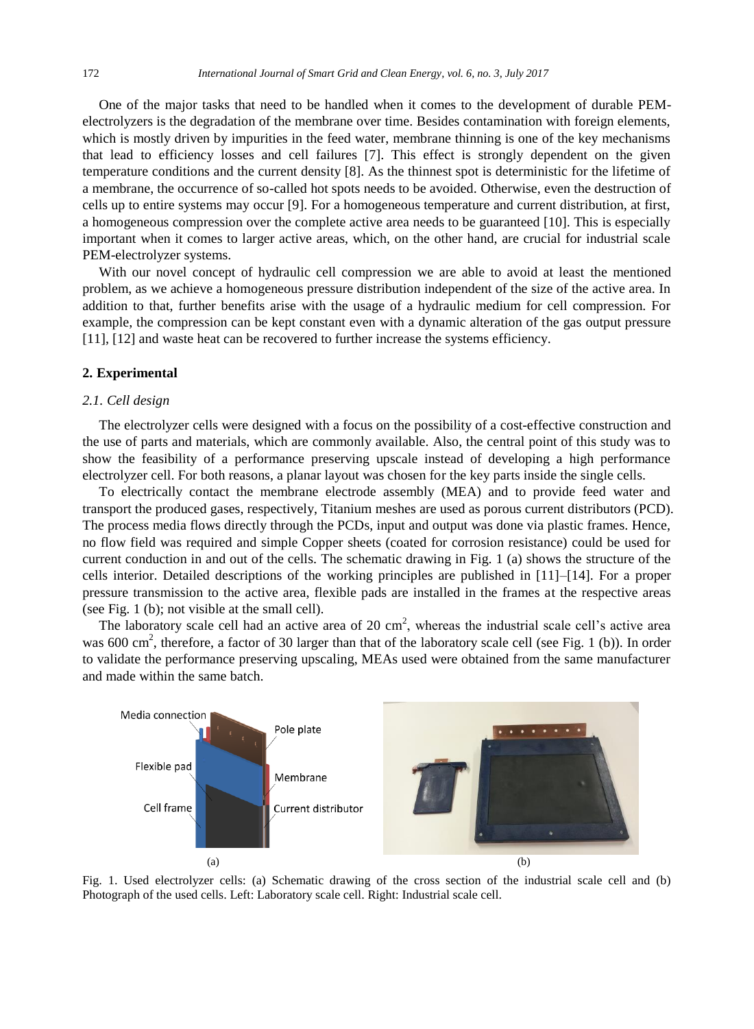One of the major tasks that need to be handled when it comes to the development of durable PEM-electrolyzers is the degradation of the membrane over time. Besides contamination with foreign elements, which is mostly driven by impurities in the feed water, membrane thinning is one of the key mechanisms that lead to efficiency losses and cell failures [7]. This effect is strongly dependent on the given temperature conditions and the current density [8]. As the thinnest spot is deterministic for the lifetime of a membrane, the occurrence of so-called hot spots needs to be avoided. Otherwise, even the destruction of cells up to entire systems may occur [9]. For a homogeneous temperature and current distribution, at first, a homogeneous compression over the complete active area needs to be guaranteed [10]. This is especially important when it comes to larger active areas, which, on the other hand, are crucial for industrial scale PEM-electrolyzer systems.

With our novel concept of hydraulic cell compression we are able to avoid at least the mentioned problem, as we achieve a homogeneous pressure distribution independent of the size of the active area. In addition to that, further benefits arise with the usage of a hydraulic medium for cell compression. For example, the compression can be kept constant even with a dynamic alteration of the gas output pressure [11], [12] and waste heat can be recovered to further increase the systems efficiency.

## 2. Experimental

### *2.1. Cell design*

The electrolyzer cells were designed with a focus on the possibility of a cost-effective construction and the use of parts and materials, which are commonly available. Also, the central point of this study was to show the feasibility of a performance preserving upscale instead of developing a high performance electrolyzer cell. For both reasons, a planar layout was chosen for the key parts inside the single cells.

To electrically contact the membrane electrode assembly (MEA) and to provide feed water and transport the produced gases, respectively, Titanium meshes are used as porous current distributors (PCD). The process media flows directly through the PCDs, input and output was done via plastic frames. Hence, no flow field was required and simple Copper sheets (coated for corrosion resistance) could be used for current conduction in and out of the cells. The schematic drawing in Fig. 1 (a) shows the structure of the cells interior. Detailed descriptions of the working principles are published in [11]–[14]. For a proper pressure transmission to the active area, flexible pads are installed in the frames at the respective areas (see Fig. 1 (b); not visible at the small cell).

The laboratory scale cell had an active area of 20 $cm^2$, whereas the industrial scale cell's active area was 600 $cm^2$, therefore, a factor of 30 larger than that of the laboratory scale cell (see Fig. 1 (b)). In order to validate the performance preserving upscaling, MEAs used were obtained from the same manufacturer and made within the same batch.

Fig. 1. Used electrolyzer cells: (a) Schematic drawing of the cross section of the industrial scale cell and (b) Photograph of the used cells. Left: Laboratory scale cell. Right: Industrial scale cell.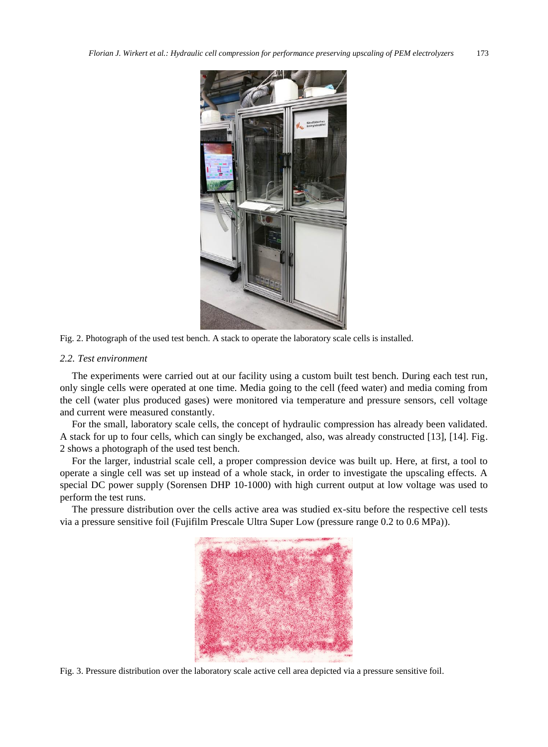Fig. 2. Photograph of the used test bench. A stack to operate the laboratory scale cells is installed.

### 2.2. Test environment

The experiments were carried out at our facility using a custom built test bench. During each test run, only single cells were operated at one time. Media going to the cell (feed water) and media coming from the cell (water plus produced gases) were monitored via temperature and pressure sensors, cell voltage and current were measured constantly.

For the small, laboratory scale cells, the concept of hydraulic compression has already been validated. A stack for up to four cells, which can singly be exchanged, also, was already constructed [13], [14]. Fig. 2 shows a photograph of the used test bench.

For the larger, industrial scale cell, a proper compression device was built up. Here, at first, a tool to operate a single cell was set up instead of a whole stack, in order to investigate the upscaling effects. A special DC power supply (Sorensen DHP 10-1000) with high current output at low voltage was used to perform the test runs.

The pressure distribution over the cells active area was studied ex-situ before the respective cell tests via a pressure sensitive foil (Fujifilm Prescale Ultra Super Low (pressure range 0.2 to 0.6 MPa)).

Fig. 3. Pressure distribution over the laboratory scale active cell area depicted via a pressure sensitive foil.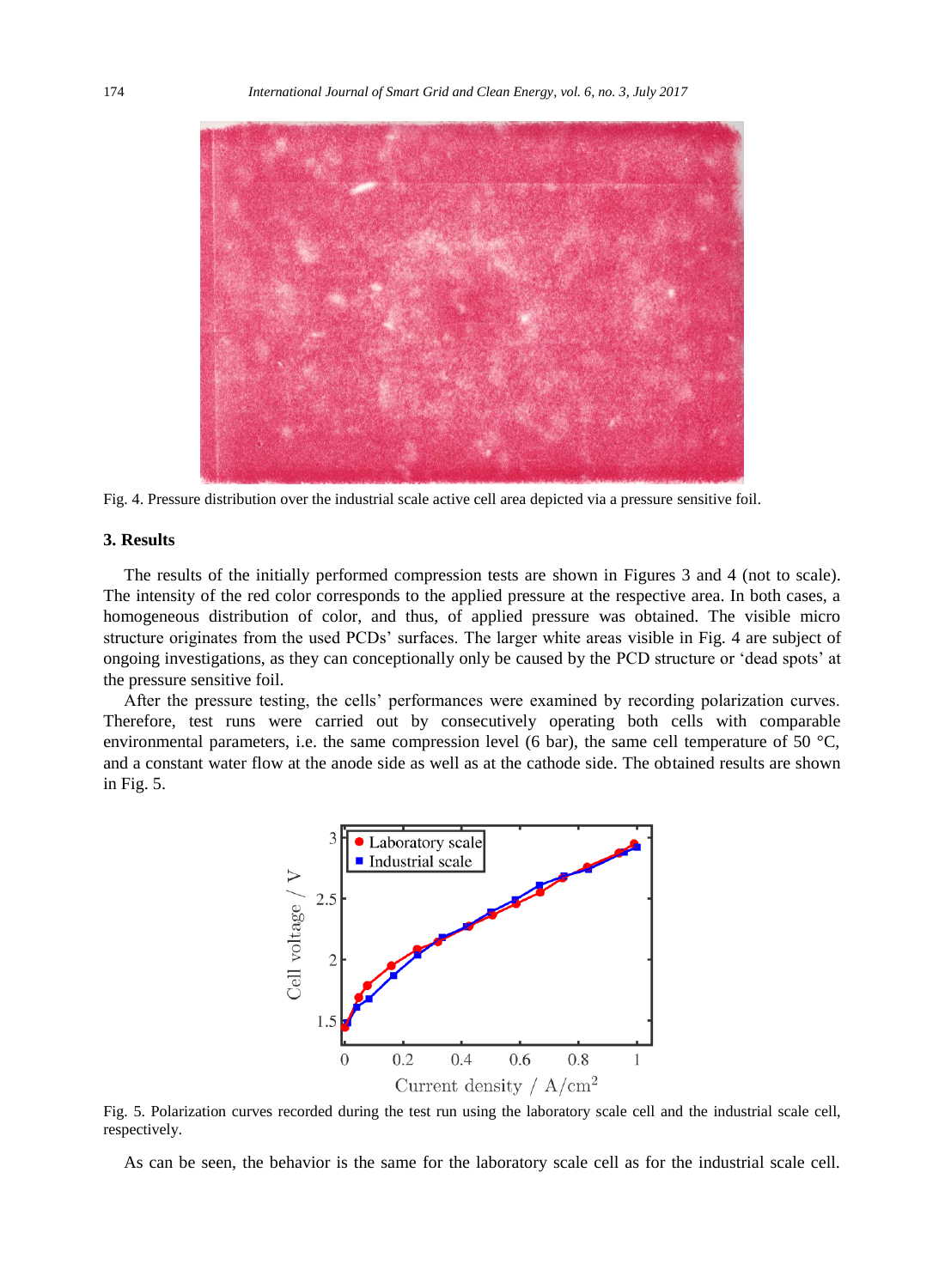Fig. 4. Pressure distribution over the industrial scale active cell area depicted via a pressure sensitive foil.

### 3. Results

The results of the initially performed compression tests are shown in Figures 3 and 4 (not to scale). The intensity of the red color corresponds to the applied pressure at the respective area. In both cases, a homogeneous distribution of color, and thus, of applied pressure was obtained. The visible micro structure originates from the used PCDs' surfaces. The larger white areas visible in Fig. 4 are subject of ongoing investigations, as they can conceptionally only be caused by the PCD structure or 'dead spots' at the pressure sensitive foil.

After the pressure testing, the cells' performances were examined by recording polarization curves. Therefore, test runs were carried out by consecutively operating both cells with comparable environmental parameters, i.e. the same compression level (6 bar), the same cell temperature of 50 °C, and a constant water flow at the anode side as well as at the cathode side. The obtained results are shown in Fig. 5.

Fig. 5. Polarization curves recorded during the test run using the laboratory scale cell and the industrial scale cell, respectively.

As can be seen, the behavior is the same for the laboratory scale cell as for the industrial scale cell.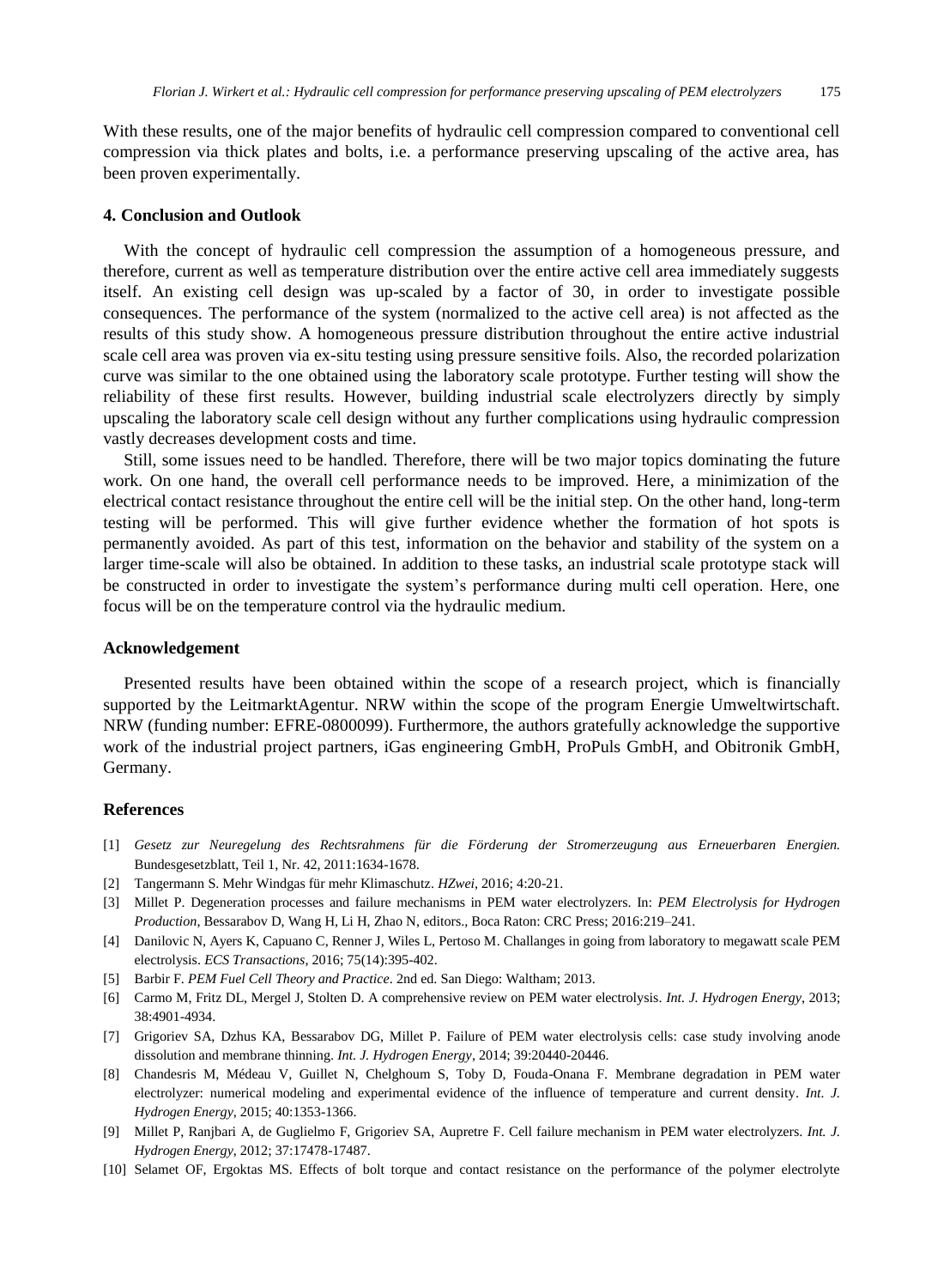With these results, one of the major benefits of hydraulic cell compression compared to conventional cell compression via thick plates and bolts, i.e. a performance preserving upscaling of the active area, has been proven experimentally.

## 4. Conclusion and Outlook

With the concept of hydraulic cell compression the assumption of a homogeneous pressure, and therefore, current as well as temperature distribution over the entire active cell area immediately suggests itself. An existing cell design was up-scaled by a factor of 30, in order to investigate possible consequences. The performance of the system (normalized to the active cell area) is not affected as the results of this study show. A homogeneous pressure distribution throughout the entire active industrial scale cell area was proven via ex-situ testing using pressure sensitive foils. Also, the recorded polarization curve was similar to the one obtained using the laboratory scale prototype. Further testing will show the reliability of these first results. However, building industrial scale electrolyzers directly by simply upscaling the laboratory scale cell design without any further complications using hydraulic compression vastly decreases development costs and time.

Still, some issues need to be handled. Therefore, there will be two major topics dominating the future work. On one hand, the overall cell performance needs to be improved. Here, a minimization of the electrical contact resistance throughout the entire cell will be the initial step. On the other hand, long-term testing will be performed. This will give further evidence whether the formation of hot spots is permanently avoided. As part of this test, information on the behavior and stability of the system on a larger time-scale will also be obtained. In addition to these tasks, an industrial scale prototype stack will be constructed in order to investigate the system's performance during multi cell operation. Here, one focus will be on the temperature control via the hydraulic medium.

## Acknowledgement

Presented results have been obtained within the scope of a research project, which is financially supported by the LeitmarktAgentur. NRW within the scope of the program Energie Umweltwirtschaft. NRW (funding number: EFRE-0800099). Furthermore, the authors gratefully acknowledge the supportive work of the industrial project partners, iGas engineering GmbH, ProPuls GmbH, and Obitronik GmbH, Germany.

## References

[1] *Gesetz zur Neuregelung des Rechtsrahmens für die Förderung der Stromerzeugung aus Erneuerbaren Energien.* Bundesgesetzblatt, Teil 1, Nr. 42, 2011:1634-1678.

[2] Tangermann S. Mehr Windgas für mehr Klimaschutz. *HZwei*, 2016; 4:20-21.

[3] Millet P. Degeneration processes and failure mechanisms in PEM water electrolyzers. In: *PEM Electrolysis for Hydrogen Production*, Bessarabov D, Wang H, Li H, Zhao N, editors., Boca Raton: CRC Press; 2016:219–241.

[4] Danilovic N, Ayers K, Capuano C, Renner J, Wiles L, Pertoso M. Challanges in going from laboratory to megawatt scale PEM electrolysis. *ECS Transactions*, 2016; 75(14):395-402.

[5] Barbir F. *PEM Fuel Cell Theory and Practice*. 2nd ed. San Diego: Waltham; 2013.

[6] Carmo M, Fritz DL, Mergel J, Stolten D. A comprehensive review on PEM water electrolysis. *Int. J. Hydrogen Energy*, 2013; 38:4901-4934.

[7] Grigoriev SA, Dzhus KA, Bessarabov DG, Millet P. Failure of PEM water electrolysis cells: case study involving anode dissolution and membrane thinning. *Int. J. Hydrogen Energy*, 2014; 39:20440-20446.

[8] Chandesris M, Médeau V, Guillet N, Chelghoum S, Toby D, Fouda-Onana F. Membrane degradation in PEM water electrolyzer: numerical modeling and experimental evidence of the influence of temperature and current density. *Int. J. Hydrogen Energy*, 2015; 40:1353-1366.

[9] Millet P, Ranjbari A, de Guglielmo F, Grigoriev SA, Aupretre F. Cell failure mechanism in PEM water electrolyzers. *Int. J. Hydrogen Energy*, 2012; 37:17478-17487.

[10] Selamet OF, Ergoktas MS. Effects of bolt torque and contact resistance on the performance of the polymer electrolyte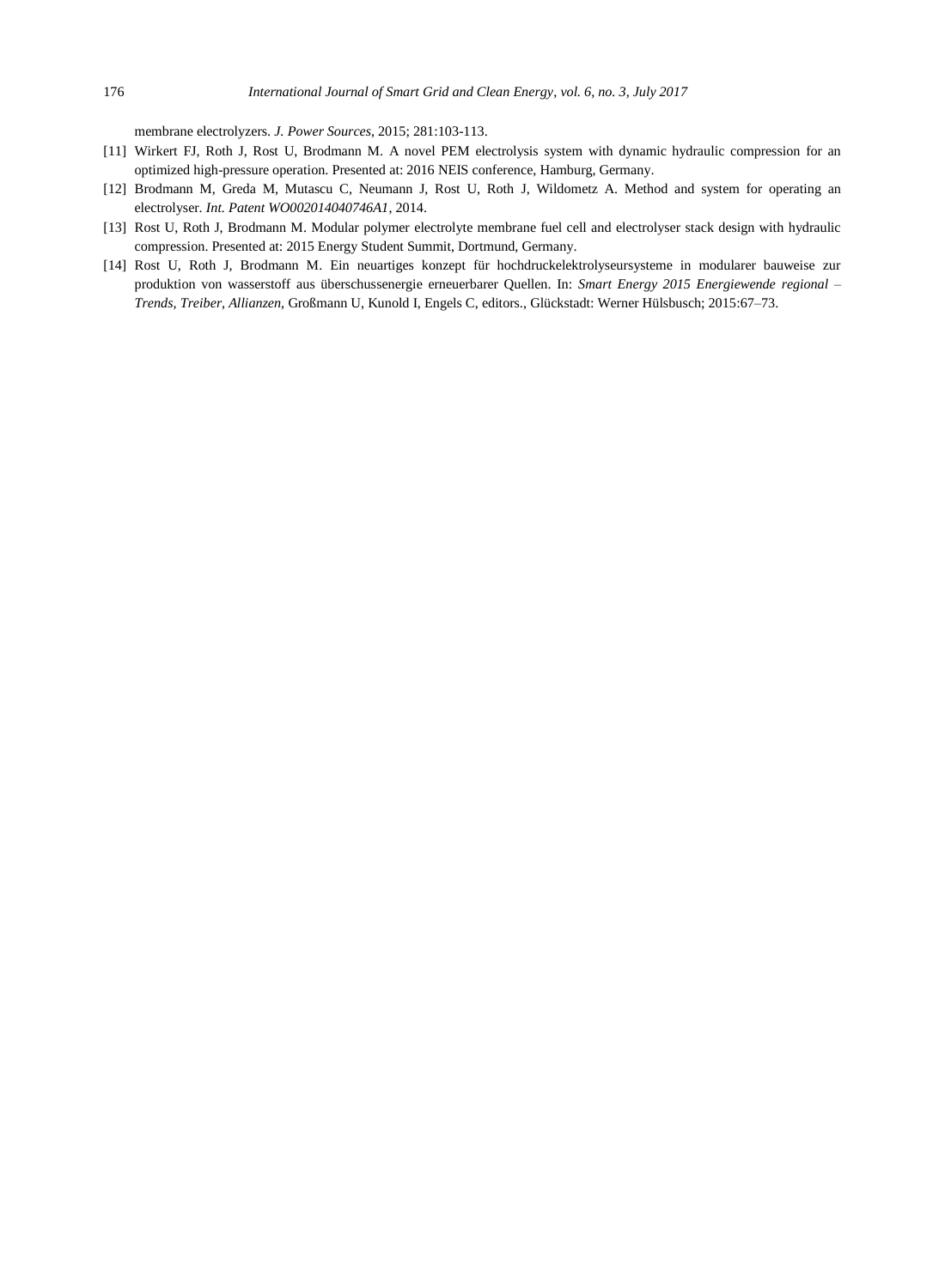membrane electrolyzers. *J. Power Sources*, 2015; 281:103-113.

[11] Wirkert FJ, Roth J, Rost U, Brodmann M. A novel PEM electrolysis system with dynamic hydraulic compression for an optimized high-pressure operation. Presented at: 2016 NEIS conference, Hamburg, Germany.

[12] Brodmann M, Greda M, Mutascu C, Neumann J, Rost U, Roth J, Wildometz A. Method and system for operating an electrolyser. *Int. Patent WO002014040746A1*, 2014.

[13] Rost U, Roth J, Brodmann M. Modular polymer electrolyte membrane fuel cell and electrolyser stack design with hydraulic compression. Presented at: 2015 Energy Student Summit, Dortmund, Germany.

[14] Rost U, Roth J, Brodmann M. Ein neuartiges konzept für hochdruckelektrolyseursysteme in modularer bauweise zur produktion von wasserstoff aus überschussenergie erneuerbarer Quellen. In: *Smart Energy 2015 Energiewende regional – Trends, Treiber, Allianzen*, Großmann U, Kunold I, Engels C, editors., Glückstadt: Werner Hülsbusch; 2015:67–73.